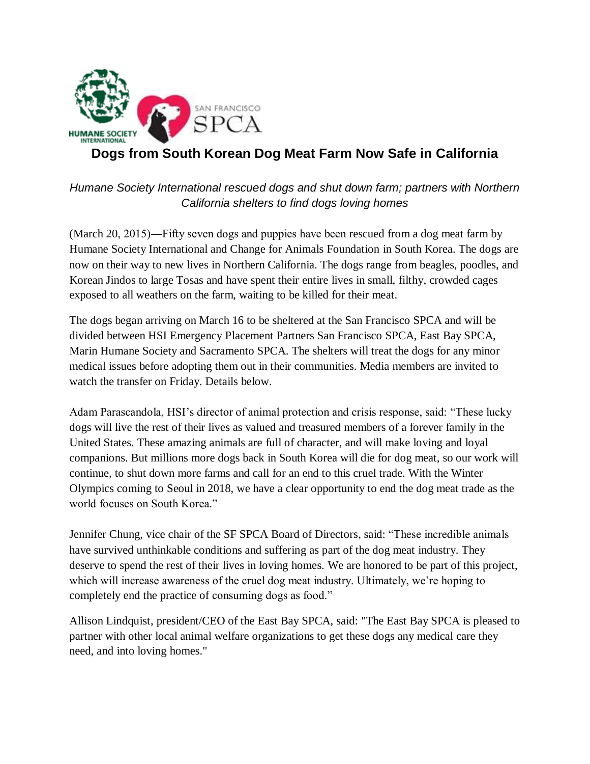# Dogs from South Korean Dog Meat Farm Now Safe in California

*Humane Society International rescued dogs and shut down farm; partners with Northern California shelters to find dogs loving homes*

(March 20, 2015)―Fifty seven dogs and puppies have been rescued from a dog meat farm by Humane Society International and Change for Animals Foundation in South Korea. The dogs are now on their way to new lives in Northern California. The dogs range from beagles, poodles, and Korean Jindos to large Tosas and have spent their entire lives in small, filthy, crowded cages exposed to all weathers on the farm, waiting to be killed for their meat.

The dogs began arriving on March 16 to be sheltered at the San Francisco SPCA and will be divided between HSI Emergency Placement Partners San Francisco SPCA, East Bay SPCA, Marin Humane Society and Sacramento SPCA. The shelters will treat the dogs for any minor medical issues before adopting them out in their communities. Media members are invited to watch the transfer on Friday. Details below.

Adam Parascandola, HSI's director of animal protection and crisis response, said: "These lucky dogs will live the rest of their lives as valued and treasured members of a forever family in the United States. These amazing animals are full of character, and will make loving and loyal companions. But millions more dogs back in South Korea will die for dog meat, so our work will continue, to shut down more farms and call for an end to this cruel trade. With the Winter Olympics coming to Seoul in 2018, we have a clear opportunity to end the dog meat trade as the world focuses on South Korea."

Jennifer Chung, vice chair of the SF SPCA Board of Directors, said: "These incredible animals have survived unthinkable conditions and suffering as part of the dog meat industry. They deserve to spend the rest of their lives in loving homes. We are honored to be part of this project, which will increase awareness of the cruel dog meat industry. Ultimately, we're hoping to completely end the practice of consuming dogs as food."

Allison Lindquist, president/CEO of the East Bay SPCA, said: "The East Bay SPCA is pleased to partner with other local animal welfare organizations to get these dogs any medical care they need, and into loving homes."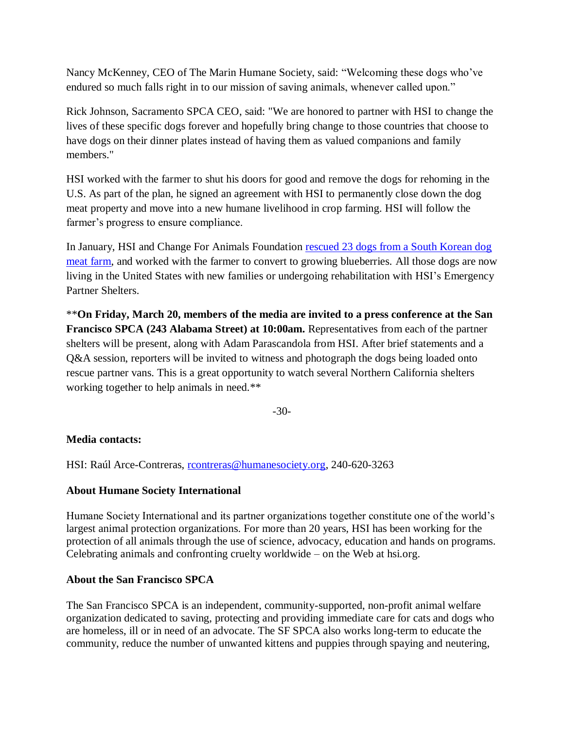Nancy McKenney, CEO of The Marin Humane Society, said: "Welcoming these dogs who've endured so much falls right in to our mission of saving animals, whenever called upon."

Rick Johnson, Sacramento SPCA CEO, said: "We are honored to partner with HSI to change the lives of these specific dogs forever and hopefully bring change to those countries that choose to have dogs on their dinner plates instead of having them as valued companions and family members."

HSI worked with the farmer to shut his doors for good and remove the dogs for rehoming in the U.S. As part of the plan, he signed an agreement with HSI to permanently close down the dog meat property and move into a new humane livelihood in crop farming. HSI will follow the farmer's progress to ensure compliance.

In January, HSI and Change For Animals Foundation [rescued 23 dogs from a South Korean dog meat farm](), and worked with the farmer to convert to growing blueberries. All those dogs are now living in the United States with new families or undergoing rehabilitation with HSI's Emergency Partner Shelters.

\*\***On Friday, March 20, members of the media are invited to a press conference at the San Francisco SPCA (243 Alabama Street) at 10:00am.** Representatives from each of the partner shelters will be present, along with Adam Parascandola from HSI. After brief statements and a Q&A session, reporters will be invited to witness and photograph the dogs being loaded onto rescue partner vans. This is a great opportunity to watch several Northern California shelters working together to help animals in need.\*\*

-30-

**Media contacts:**

HSI: Raúl Arce-Contreras, rcontreras@humanesociety.org, 240-620-3263

**About Humane Society International**

Humane Society International and its partner organizations together constitute one of the world's largest animal protection organizations. For more than 20 years, HSI has been working for the protection of all animals through the use of science, advocacy, education and hands on programs. Celebrating animals and confronting cruelty worldwide – on the Web at hsi.org.

**About the San Francisco SPCA**

The San Francisco SPCA is an independent, community-supported, non-profit animal welfare organization dedicated to saving, protecting and providing immediate care for cats and dogs who are homeless, ill or in need of an advocate. The SF SPCA also works long-term to educate the community, reduce the number of unwanted kittens and puppies through spaying and neutering,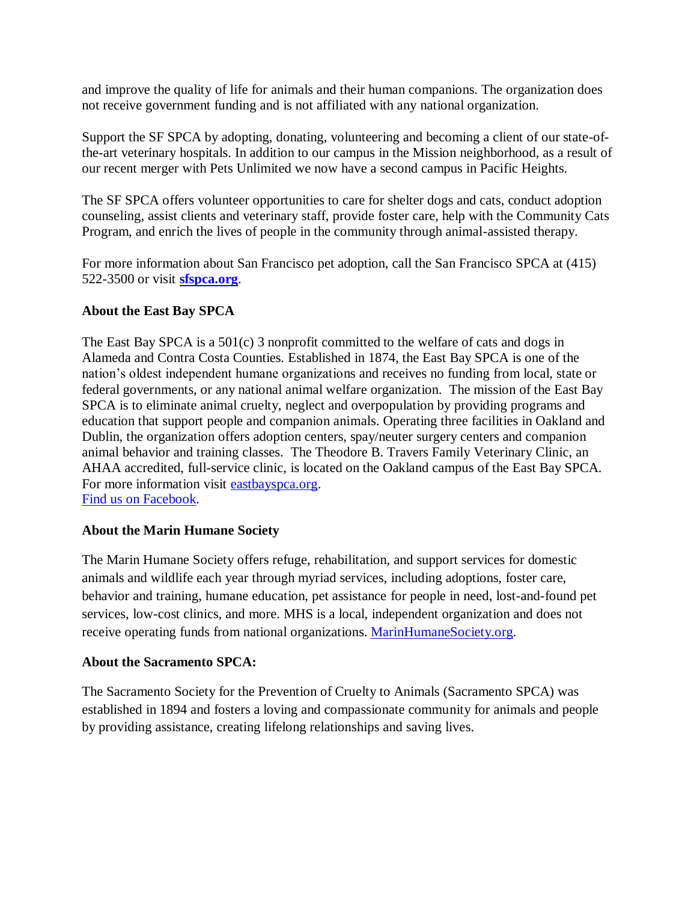and improve the quality of life for animals and their human companions. The organization does not receive government funding and is not affiliated with any national organization.

Support the SF SPCA by adopting, donating, volunteering and becoming a client of our state-of-the-art veterinary hospitals. In addition to our campus in the Mission neighborhood, as a result of our recent merger with Pets Unlimited we now have a second campus in Pacific Heights.

The SF SPCA offers volunteer opportunities to care for shelter dogs and cats, conduct adoption counseling, assist clients and veterinary staff, provide foster care, help with the Community Cats Program, and enrich the lives of people in the community through animal-assisted therapy.

For more information about San Francisco pet adoption, call the San Francisco SPCA at (415) 522-3500 or visit **sfspca.org**.

**About the East Bay SPCA**

The East Bay SPCA is a 501(c) 3 nonprofit committed to the welfare of cats and dogs in Alameda and Contra Costa Counties. Established in 1874, the East Bay SPCA is one of the nation's oldest independent humane organizations and receives no funding from local, state or federal governments, or any national animal welfare organization. The mission of the East Bay SPCA is to eliminate animal cruelty, neglect and overpopulation by providing programs and education that support people and companion animals. Operating three facilities in Oakland and Dublin, the organization offers adoption centers, spay/neuter surgery centers and companion animal behavior and training classes. The Theodore B. Travers Family Veterinary Clinic, an AHAA accredited, full-service clinic, is located on the Oakland campus of the East Bay SPCA. For more information visit eastbayspca.org.
Find us on Facebook.

**About the Marin Humane Society**

The Marin Humane Society offers refuge, rehabilitation, and support services for domestic animals and wildlife each year through myriad services, including adoptions, foster care, behavior and training, humane education, pet assistance for people in need, lost-and-found pet services, low-cost clinics, and more. MHS is a local, independent organization and does not receive operating funds from national organizations. MarinHumaneSociety.org.

**About the Sacramento SPCA:**

The Sacramento Society for the Prevention of Cruelty to Animals (Sacramento SPCA) was established in 1894 and fosters a loving and compassionate community for animals and people by providing assistance, creating lifelong relationships and saving lives.